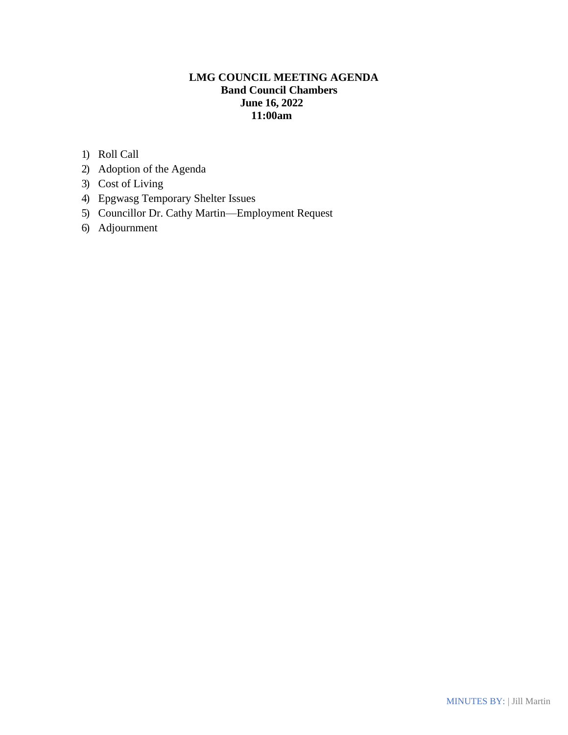**LMG COUNCIL MEETING AGENDA**
**Band Council Chambers**
**June 16, 2022**
**11:00am**

1) Roll Call
2) Adoption of the Agenda
3) Cost of Living
4) Epgwasg Temporary Shelter Issues
5) Councillor Dr. Cathy Martin—Employment Request
6) Adjournment

MINUTES BY: | Jill Martin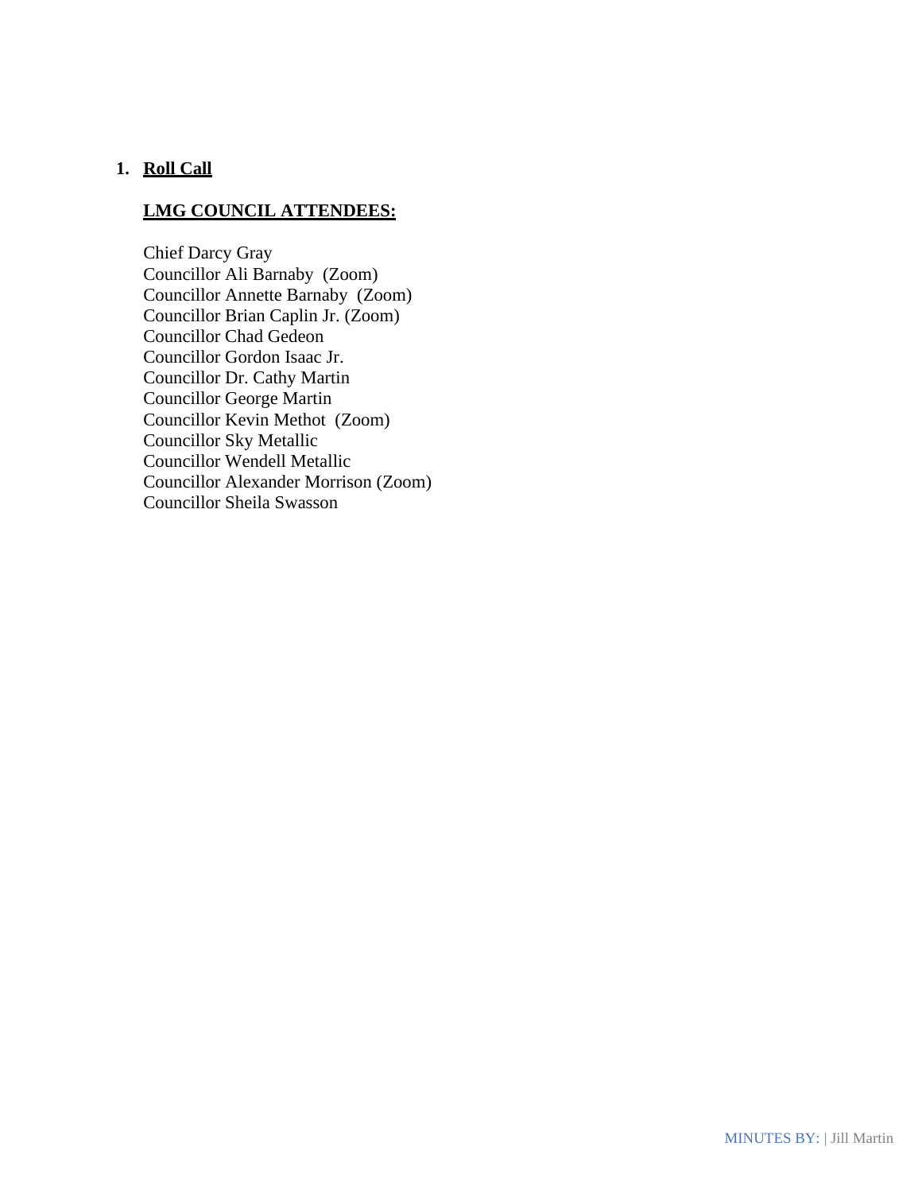1. **Roll Call**

**LMG COUNCIL ATTENDEES:**

Chief Darcy Gray  
Councillor Ali Barnaby (Zoom)  
Councillor Annette Barnaby (Zoom)  
Councillor Brian Caplin Jr. (Zoom)  
Councillor Chad Gedeon  
Councillor Gordon Isaac Jr.  
Councillor Dr. Cathy Martin  
Councillor George Martin  
Councillor Kevin Methot (Zoom)  
Councillor Sky Metallic  
Councillor Wendell Metallic  
Councillor Alexander Morrison (Zoom)  
Councillor Sheila Swasson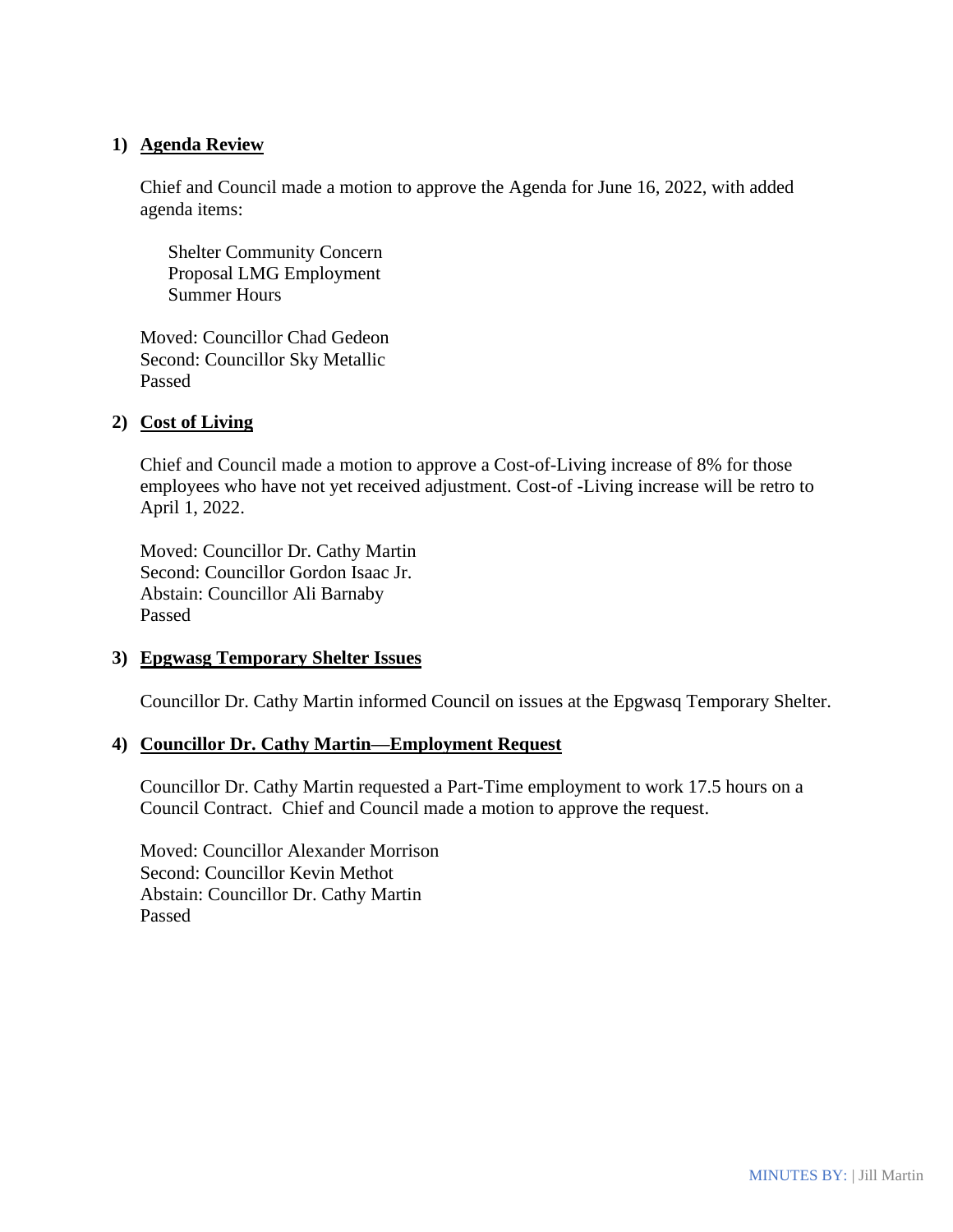1) **Agenda Review**

Chief and Council made a motion to approve the Agenda for June 16, 2022, with added agenda items:

Shelter Community Concern
Proposal LMG Employment
Summer Hours

Moved: Councillor Chad Gedeon
Second: Councillor Sky Metallic
Passed

2) **Cost of Living**

Chief and Council made a motion to approve a Cost-of-Living increase of 8% for those employees who have not yet received adjustment. Cost-of -Living increase will be retro to April 1, 2022.

Moved: Councillor Dr. Cathy Martin
Second: Councillor Gordon Isaac Jr.
Abstain: Councillor Ali Barnaby
Passed

3) **Epgwasg Temporary Shelter Issues**

Councillor Dr. Cathy Martin informed Council on issues at the Epgwasq Temporary Shelter.

4) **Councillor Dr. Cathy Martin—Employment Request**

Councillor Dr. Cathy Martin requested a Part-Time employment to work 17.5 hours on a Council Contract. Chief and Council made a motion to approve the request.

Moved: Councillor Alexander Morrison
Second: Councillor Kevin Methot
Abstain: Councillor Dr. Cathy Martin
Passed

MINUTES BY: | Jill Martin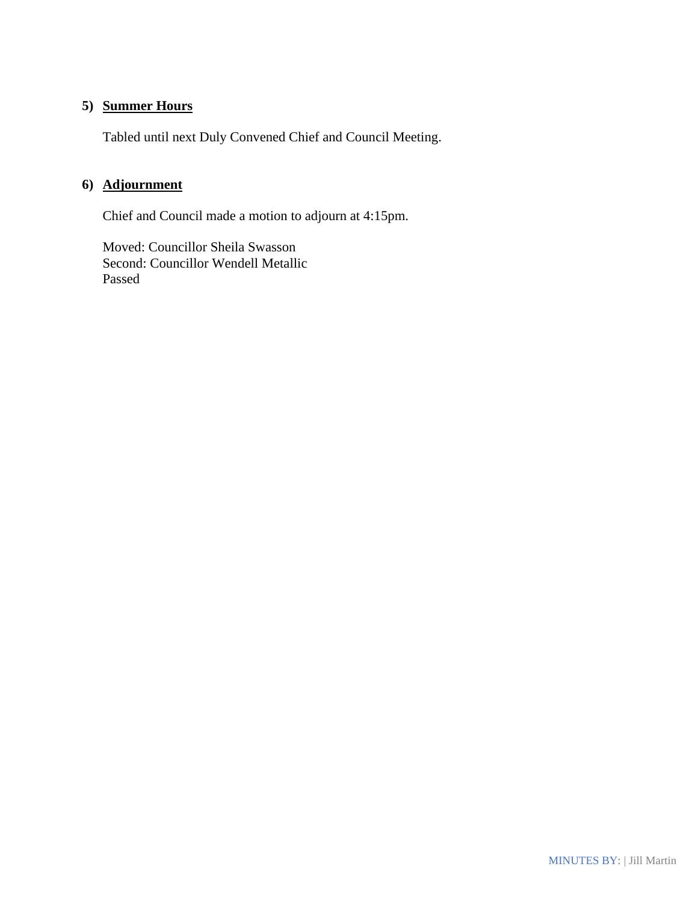**5) Summer Hours**

Tabled until next Duly Convened Chief and Council Meeting.

**6) Adjournment**

Chief and Council made a motion to adjourn at 4:15pm.

Moved: Councillor Sheila Swasson
Second: Councillor Wendell Metallic
Passed

MINUTES BY: | Jill Martin